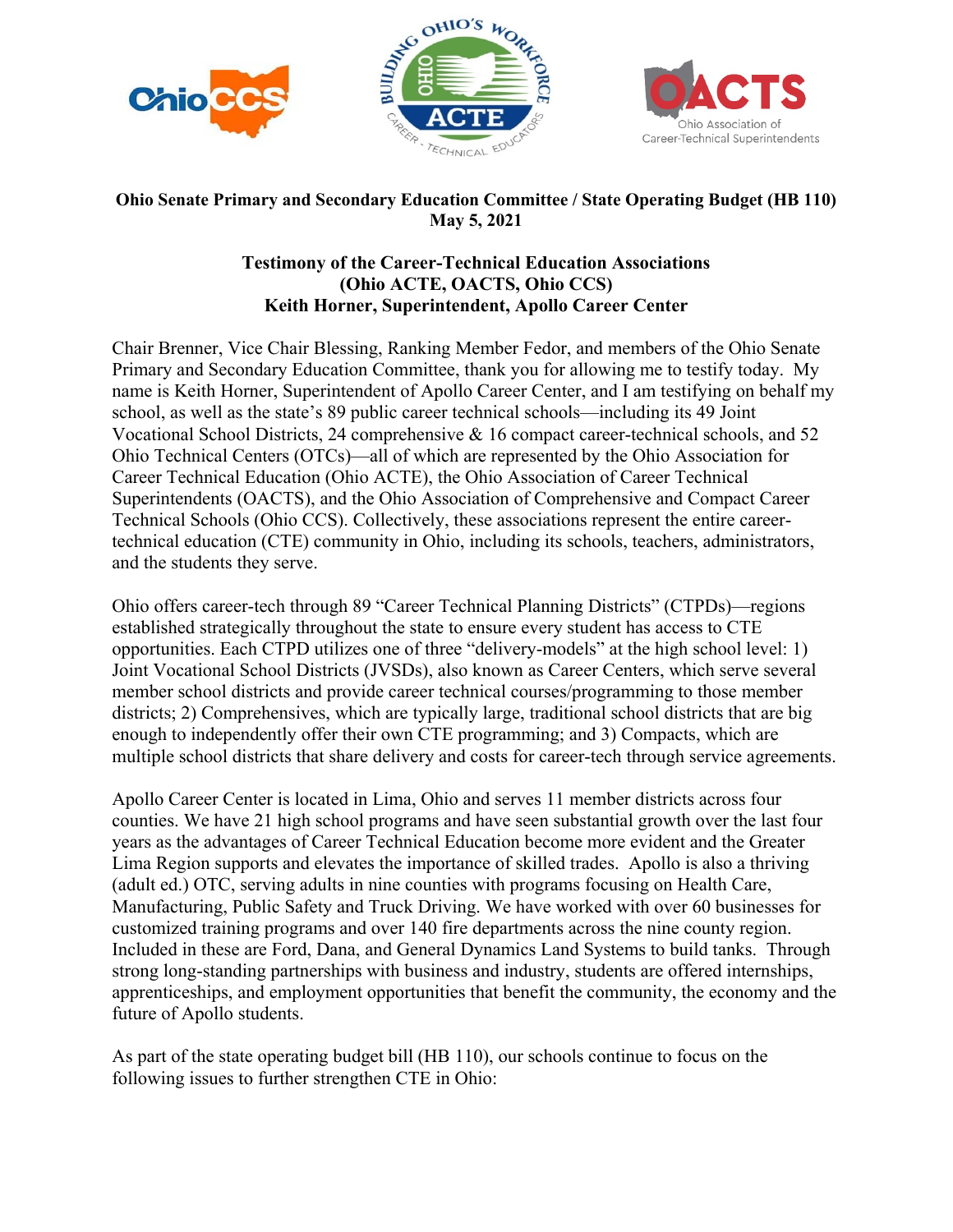**Ohio Senate Primary and Secondary Education Committee / State Operating Budget (HB 110)**
**May 5, 2021**

**Testimony of the Career-Technical Education Associations**
**(Ohio ACTE, OACTS, Ohio CCS)**
**Keith Horner, Superintendent, Apollo Career Center**

Chair Brenner, Vice Chair Blessing, Ranking Member Fedor, and members of the Ohio Senate Primary and Secondary Education Committee, thank you for allowing me to testify today. My name is Keith Horner, Superintendent of Apollo Career Center, and I am testifying on behalf my school, as well as the state's 89 public career technical schools—including its 49 Joint Vocational School Districts, 24 comprehensive & 16 compact career-technical schools, and 52 Ohio Technical Centers (OTCs)—all of which are represented by the Ohio Association for Career Technical Education (Ohio ACTE), the Ohio Association of Career Technical Superintendents (OACTS), and the Ohio Association of Comprehensive and Compact Career Technical Schools (Ohio CCS). Collectively, these associations represent the entire career-technical education (CTE) community in Ohio, including its schools, teachers, administrators, and the students they serve.

Ohio offers career-tech through 89 "Career Technical Planning Districts" (CTPDs)—regions established strategically throughout the state to ensure every student has access to CTE opportunities. Each CTPD utilizes one of three "delivery-models" at the high school level: 1) Joint Vocational School Districts (JVSDs), also known as Career Centers, which serve several member school districts and provide career technical courses/programming to those member districts; 2) Comprehensives, which are typically large, traditional school districts that are big enough to independently offer their own CTE programming; and 3) Compacts, which are multiple school districts that share delivery and costs for career-tech through service agreements.

Apollo Career Center is located in Lima, Ohio and serves 11 member districts across four counties. We have 21 high school programs and have seen substantial growth over the last four years as the advantages of Career Technical Education become more evident and the Greater Lima Region supports and elevates the importance of skilled trades. Apollo is also a thriving (adult ed.) OTC, serving adults in nine counties with programs focusing on Health Care, Manufacturing, Public Safety and Truck Driving. We have worked with over 60 businesses for customized training programs and over 140 fire departments across the nine county region. Included in these are Ford, Dana, and General Dynamics Land Systems to build tanks. Through strong long-standing partnerships with business and industry, students are offered internships, apprenticeships, and employment opportunities that benefit the community, the economy and the future of Apollo students.

As part of the state operating budget bill (HB 110), our schools continue to focus on the following issues to further strengthen CTE in Ohio: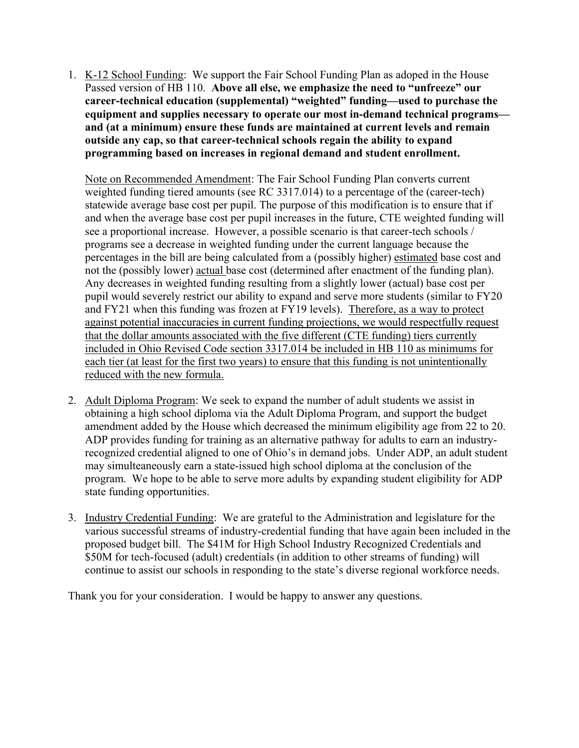1. K-12 School Funding: We support the Fair School Funding Plan as adoped in the House Passed version of HB 110. **Above all else, we emphasize the need to "unfreeze" our career-technical education (supplemental) "weighted" funding—used to purchase the equipment and supplies necessary to operate our most in-demand technical programs—and (at a minimum) ensure these funds are maintained at current levels and remain outside any cap, so that career-technical schools regain the ability to expand programming based on increases in regional demand and student enrollment.**

   Note on Recommended Amendment: The Fair School Funding Plan converts current weighted funding tiered amounts (see RC 3317.014) to a percentage of the (career-tech) statewide average base cost per pupil. The purpose of this modification is to ensure that if and when the average base cost per pupil increases in the future, CTE weighted funding will see a proportional increase. However, a possible scenario is that career-tech schools / programs see a decrease in weighted funding under the current language because the percentages in the bill are being calculated from a (possibly higher) estimated base cost and not the (possibly lower) actual base cost (determined after enactment of the funding plan). Any decreases in weighted funding resulting from a slightly lower (actual) base cost per pupil would severely restrict our ability to expand and serve more students (similar to FY20 and FY21 when this funding was frozen at FY19 levels). Therefore, as a way to protect against potential inaccuracies in current funding projections, we would respectfully request that the dollar amounts associated with the five different (CTE funding) tiers currently included in Ohio Revised Code section 3317.014 be included in HB 110 as minimums for each tier (at least for the first two years) to ensure that this funding is not unintentionally reduced with the new formula.

2. Adult Diploma Program: We seek to expand the number of adult students we assist in obtaining a high school diploma via the Adult Diploma Program, and support the budget amendment added by the House which decreased the minimum eligibility age from 22 to 20. ADP provides funding for training as an alternative pathway for adults to earn an industry-recognized credential aligned to one of Ohio's in demand jobs. Under ADP, an adult student may simulteaneously earn a state-issued high school diploma at the conclusion of the program. We hope to be able to serve more adults by expanding student eligibility for ADP state funding opportunities.

3. Industry Credential Funding: We are grateful to the Administration and legislature for the various successful streams of industry-credential funding that have again been included in the proposed budget bill. The $41M for High School Industry Recognized Credentials and $50M for tech-focused (adult) credentials (in addition to other streams of funding) will continue to assist our schools in responding to the state's diverse regional workforce needs.

Thank you for your consideration. I would be happy to answer any questions.